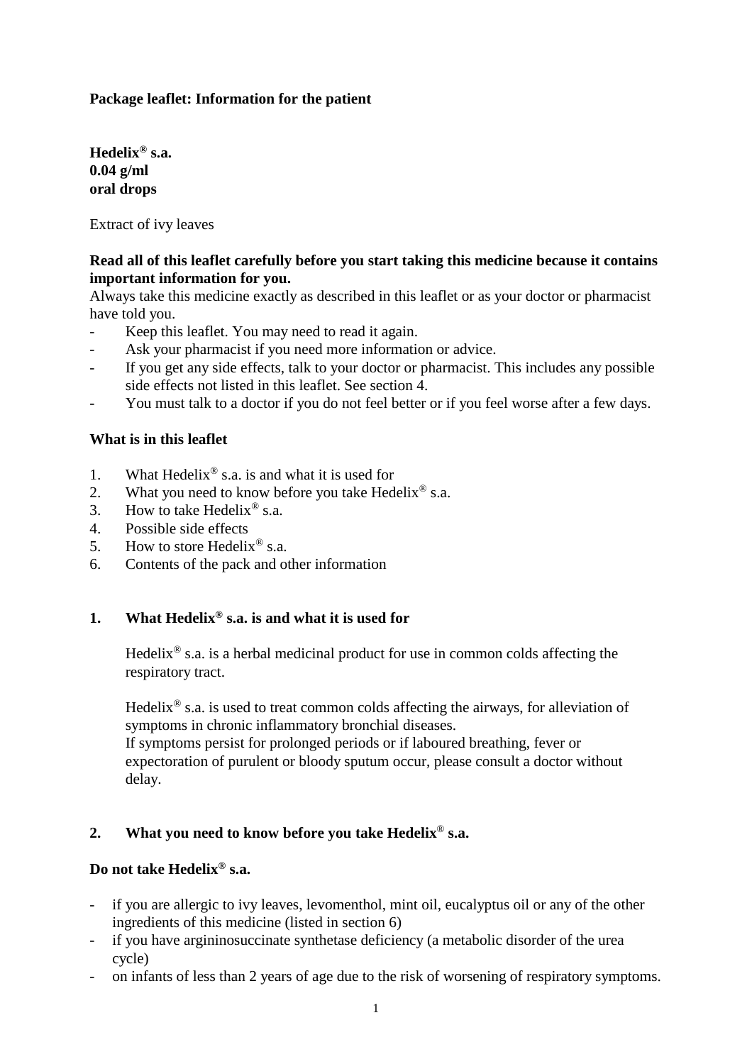**Package leaflet: Information for the patient**

**Hedelix® s.a.**
**0.04 g/ml**
**oral drops**

Extract of ivy leaves

**Read all of this leaflet carefully before you start taking this medicine because it contains important information for you.**
Always take this medicine exactly as described in this leaflet or as your doctor or pharmacist have told you.

- Keep this leaflet. You may need to read it again.
- Ask your pharmacist if you need more information or advice.
- If you get any side effects, talk to your doctor or pharmacist. This includes any possible side effects not listed in this leaflet. See section 4.
- You must talk to a doctor if you do not feel better or if you feel worse after a few days.

**What is in this leaflet**

1. What Hedelix® s.a. is and what it is used for
2. What you need to know before you take Hedelix® s.a.
3. How to take Hedelix® s.a.
4. Possible side effects
5. How to store Hedelix® s.a.
6. Contents of the pack and other information

## 1. What Hedelix® s.a. is and what it is used for

Hedelix® s.a. is a herbal medicinal product for use in common colds affecting the respiratory tract.

Hedelix® s.a. is used to treat common colds affecting the airways, for alleviation of symptoms in chronic inflammatory bronchial diseases.
If symptoms persist for prolonged periods or if laboured breathing, fever or expectoration of purulent or bloody sputum occur, please consult a doctor without delay.

## 2. What you need to know before you take Hedelix® s.a.

**Do not take Hedelix® s.a.**

- if you are allergic to ivy leaves, levomenthol, mint oil, eucalyptus oil or any of the other ingredients of this medicine (listed in section 6)
- if you have argininosuccinate synthetase deficiency (a metabolic disorder of the urea cycle)
- on infants of less than 2 years of age due to the risk of worsening of respiratory symptoms.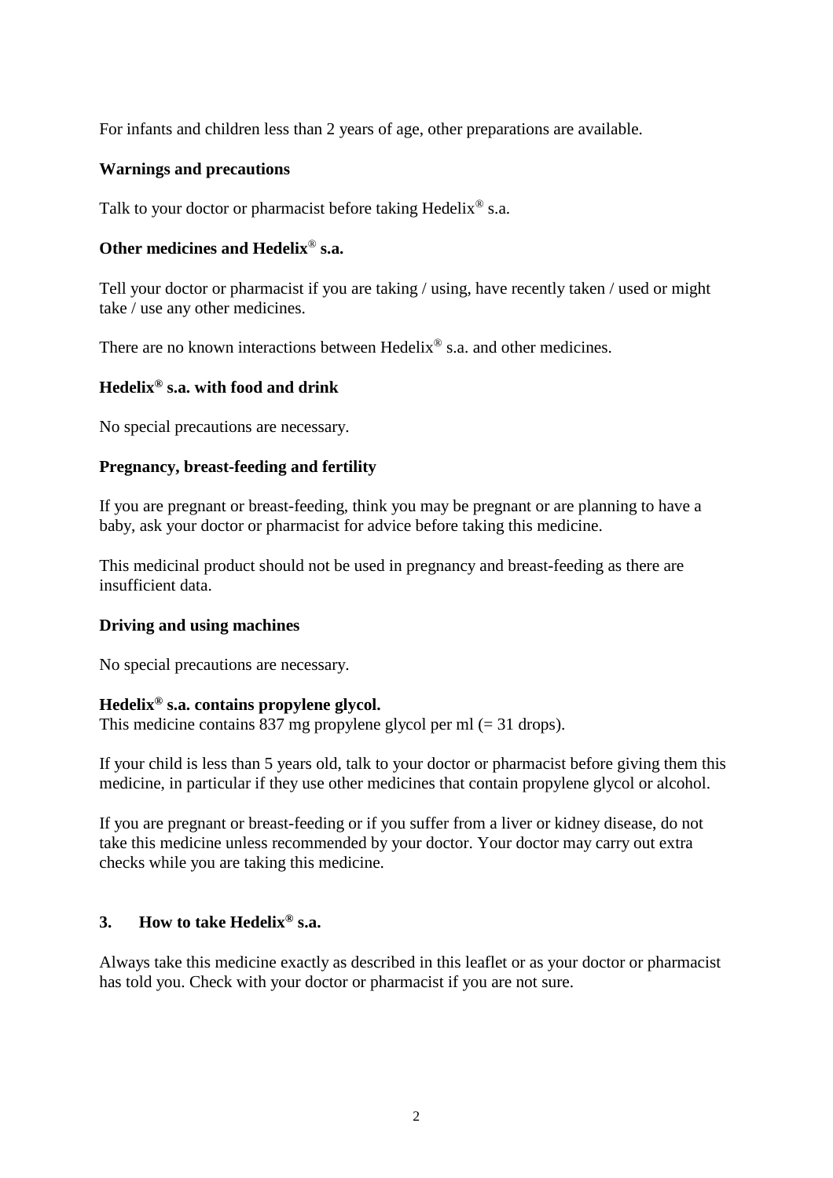For infants and children less than 2 years of age, other preparations are available.

**Warnings and precautions**

Talk to your doctor or pharmacist before taking Hedelix® s.a.

**Other medicines and Hedelix® s.a.**

Tell your doctor or pharmacist if you are taking / using, have recently taken / used or might take / use any other medicines.

There are no known interactions between Hedelix® s.a. and other medicines.

**Hedelix® s.a. with food and drink**

No special precautions are necessary.

**Pregnancy, breast-feeding and fertility**

If you are pregnant or breast-feeding, think you may be pregnant or are planning to have a baby, ask your doctor or pharmacist for advice before taking this medicine.

This medicinal product should not be used in pregnancy and breast-feeding as there are insufficient data.

**Driving and using machines**

No special precautions are necessary.

**Hedelix® s.a. contains propylene glycol.**
This medicine contains 837 mg propylene glycol per ml (= 31 drops).

If your child is less than 5 years old, talk to your doctor or pharmacist before giving them this medicine, in particular if they use other medicines that contain propylene glycol or alcohol.

If you are pregnant or breast-feeding or if you suffer from a liver or kidney disease, do not take this medicine unless recommended by your doctor. Your doctor may carry out extra checks while you are taking this medicine.

## 3. How to take Hedelix® s.a.

Always take this medicine exactly as described in this leaflet or as your doctor or pharmacist has told you. Check with your doctor or pharmacist if you are not sure.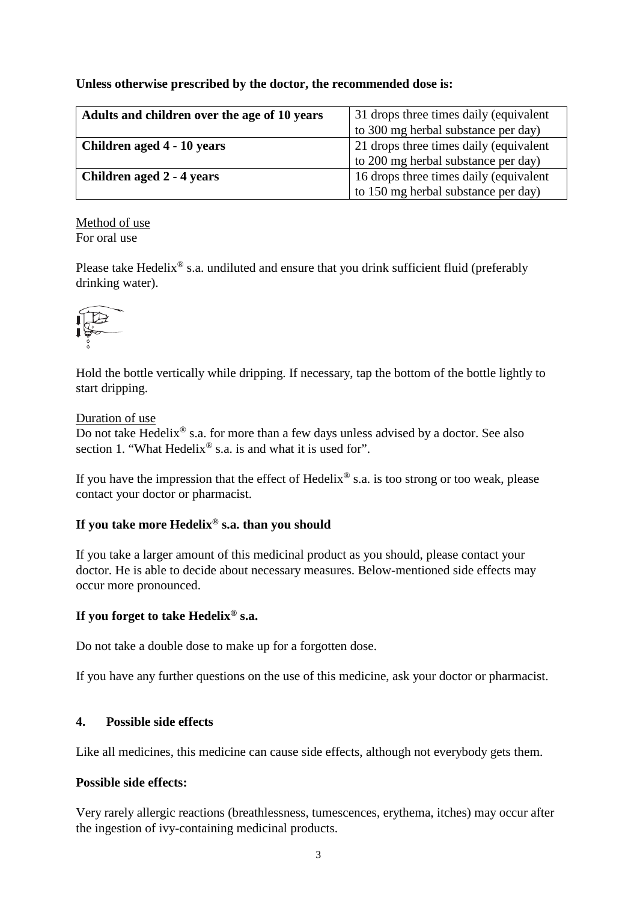**Unless otherwise prescribed by the doctor, the recommended dose is:**

| **Adults and children over the age of 10 years** | 31 drops three times daily (equivalent to 300 mg herbal substance per day) |
|---|---|
| **Children aged 4 - 10 years** | 21 drops three times daily (equivalent to 200 mg herbal substance per day) |
| **Children aged 2 - 4 years** | 16 drops three times daily (equivalent to 150 mg herbal substance per day) |

Method of use
For oral use

Please take Hedelix® s.a. undiluted and ensure that you drink sufficient fluid (preferably drinking water).

Hold the bottle vertically while dripping. If necessary, tap the bottom of the bottle lightly to start dripping.

Duration of use
Do not take Hedelix® s.a. for more than a few days unless advised by a doctor. See also section 1. "What Hedelix® s.a. is and what it is used for".

If you have the impression that the effect of Hedelix® s.a. is too strong or too weak, please contact your doctor or pharmacist.

**If you take more Hedelix® s.a. than you should**

If you take a larger amount of this medicinal product as you should, please contact your doctor. He is able to decide about necessary measures. Below-mentioned side effects may occur more pronounced.

**If you forget to take Hedelix® s.a.**

Do not take a double dose to make up for a forgotten dose.

If you have any further questions on the use of this medicine, ask your doctor or pharmacist.

## 4. Possible side effects

Like all medicines, this medicine can cause side effects, although not everybody gets them.

**Possible side effects:**

Very rarely allergic reactions (breathlessness, tumescences, erythema, itches) may occur after the ingestion of ivy-containing medicinal products.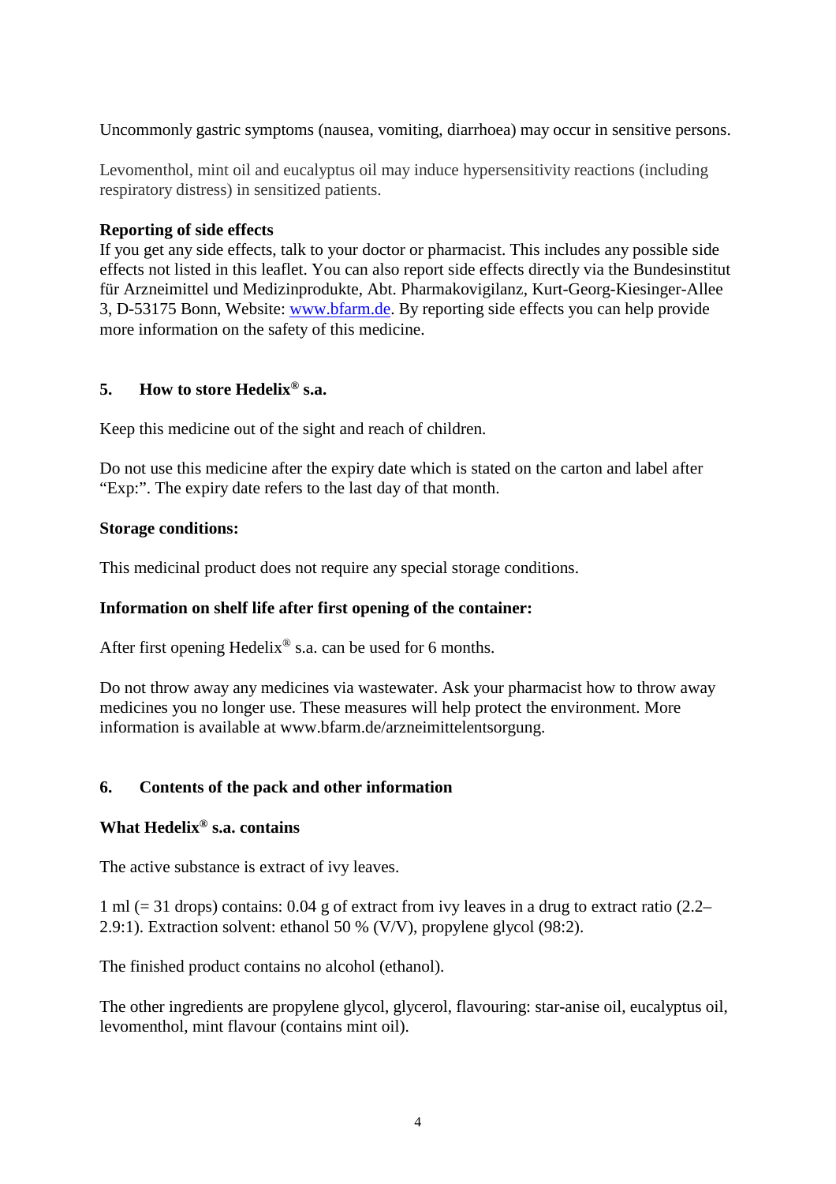Uncommonly gastric symptoms (nausea, vomiting, diarrhoea) may occur in sensitive persons.

Levomenthol, mint oil and eucalyptus oil may induce hypersensitivity reactions (including respiratory distress) in sensitized patients.

**Reporting of side effects**
If you get any side effects, talk to your doctor or pharmacist. This includes any possible side effects not listed in this leaflet. You can also report side effects directly via the Bundesinstitut für Arzneimittel und Medizinprodukte, Abt. Pharmakovigilanz, Kurt-Georg-Kiesinger-Allee 3, D-53175 Bonn, Website: www.bfarm.de. By reporting side effects you can help provide more information on the safety of this medicine.

## 5. How to store Hedelix® s.a.

Keep this medicine out of the sight and reach of children.

Do not use this medicine after the expiry date which is stated on the carton and label after "Exp:". The expiry date refers to the last day of that month.

**Storage conditions:**

This medicinal product does not require any special storage conditions.

**Information on shelf life after first opening of the container:**

After first opening Hedelix® s.a. can be used for 6 months.

Do not throw away any medicines via wastewater. Ask your pharmacist how to throw away medicines you no longer use. These measures will help protect the environment. More information is available at www.bfarm.de/arzneimittelentsorgung.

## 6. Contents of the pack and other information

**What Hedelix® s.a. contains**

The active substance is extract of ivy leaves.

1 ml (= 31 drops) contains: 0.04 g of extract from ivy leaves in a drug to extract ratio (2.2–2.9:1). Extraction solvent: ethanol 50 % (V/V), propylene glycol (98:2).

The finished product contains no alcohol (ethanol).

The other ingredients are propylene glycol, glycerol, flavouring: star-anise oil, eucalyptus oil, levomenthol, mint flavour (contains mint oil).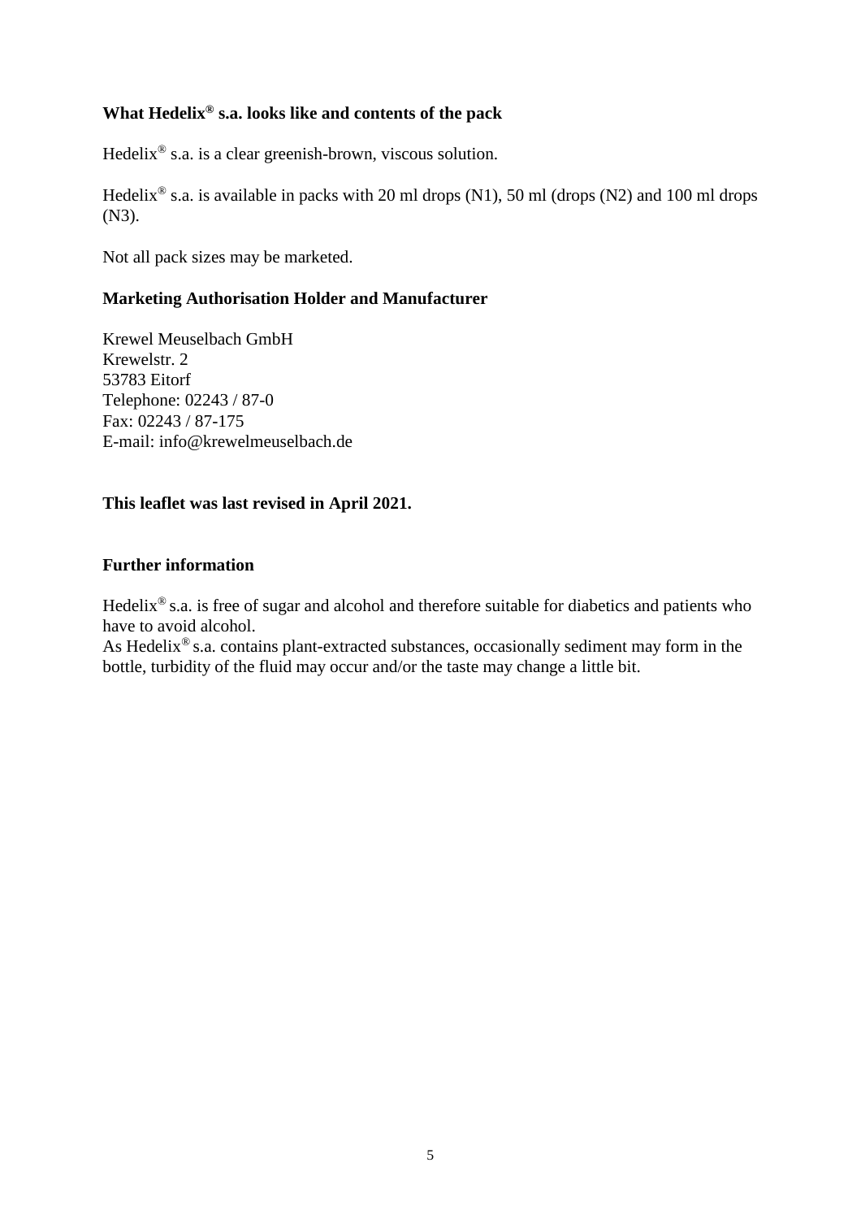### What Hedelix® s.a. looks like and contents of the pack

Hedelix® s.a. is a clear greenish-brown, viscous solution.

Hedelix® s.a. is available in packs with 20 ml drops (N1), 50 ml (drops (N2) and 100 ml drops (N3).

Not all pack sizes may be marketed.

### Marketing Authorisation Holder and Manufacturer

Krewel Meuselbach GmbH
Krewelstr. 2
53783 Eitorf
Telephone: 02243 / 87-0
Fax: 02243 / 87-175
E-mail: info@krewelmeuselbach.de

**This leaflet was last revised in April 2021.**

### Further information

Hedelix® s.a. is free of sugar and alcohol and therefore suitable for diabetics and patients who have to avoid alcohol.
As Hedelix® s.a. contains plant-extracted substances, occasionally sediment may form in the bottle, turbidity of the fluid may occur and/or the taste may change a little bit.